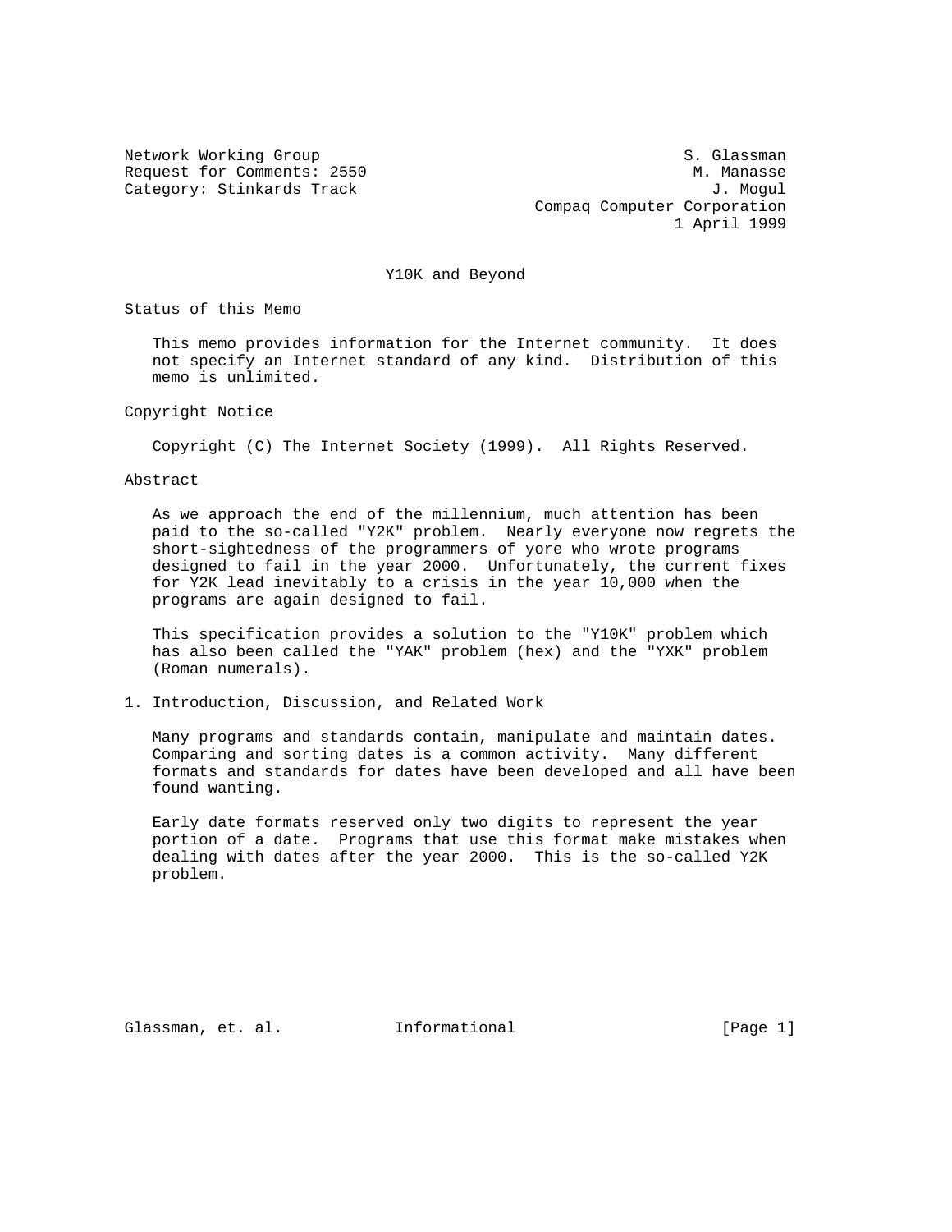Network Working Group S. Glassman
Request for Comments: 2550 M. Manasse
Category: Stinkards Track J. Mogul
Compaq Computer Corporation
1 April 1999

# Y10K and Beyond

## Status of this Memo

This memo provides information for the Internet community. It does not specify an Internet standard of any kind. Distribution of this memo is unlimited.

## Copyright Notice

Copyright (C) The Internet Society (1999). All Rights Reserved.

## Abstract

As we approach the end of the millennium, much attention has been paid to the so-called "Y2K" problem. Nearly everyone now regrets the short-sightedness of the programmers of yore who wrote programs designed to fail in the year 2000. Unfortunately, the current fixes for Y2K lead inevitably to a crisis in the year 10,000 when the programs are again designed to fail.

This specification provides a solution to the "Y10K" problem which has also been called the "YAK" problem (hex) and the "YXK" problem (Roman numerals).

## 1. Introduction, Discussion, and Related Work

Many programs and standards contain, manipulate and maintain dates. Comparing and sorting dates is a common activity. Many different formats and standards for dates have been developed and all have been found wanting.

Early date formats reserved only two digits to represent the year portion of a date. Programs that use this format make mistakes when dealing with dates after the year 2000. This is the so-called Y2K problem.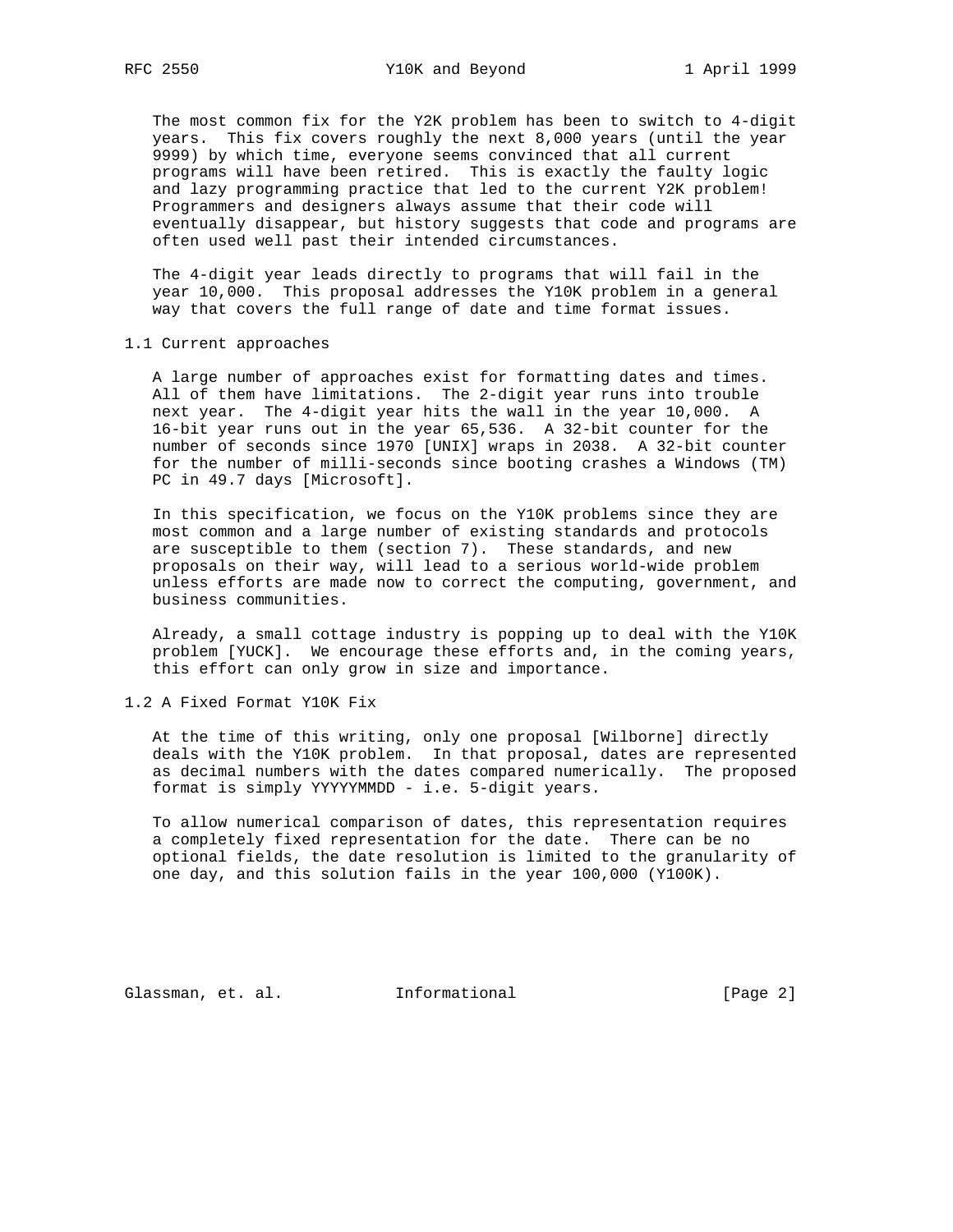The most common fix for the Y2K problem has been to switch to 4-digit years. This fix covers roughly the next 8,000 years (until the year 9999) by which time, everyone seems convinced that all current programs will have been retired. This is exactly the faulty logic and lazy programming practice that led to the current Y2K problem! Programmers and designers always assume that their code will eventually disappear, but history suggests that code and programs are often used well past their intended circumstances.

The 4-digit year leads directly to programs that will fail in the year 10,000. This proposal addresses the Y10K problem in a general way that covers the full range of date and time format issues.

## 1.1 Current approaches

A large number of approaches exist for formatting dates and times. All of them have limitations. The 2-digit year runs into trouble next year. The 4-digit year hits the wall in the year 10,000. A 16-bit year runs out in the year 65,536. A 32-bit counter for the number of seconds since 1970 [UNIX] wraps in 2038. A 32-bit counter for the number of milli-seconds since booting crashes a Windows (TM) PC in 49.7 days [Microsoft].

In this specification, we focus on the Y10K problems since they are most common and a large number of existing standards and protocols are susceptible to them (section 7). These standards, and new proposals on their way, will lead to a serious world-wide problem unless efforts are made now to correct the computing, government, and business communities.

Already, a small cottage industry is popping up to deal with the Y10K problem [YUCK]. We encourage these efforts and, in the coming years, this effort can only grow in size and importance.

## 1.2 A Fixed Format Y10K Fix

At the time of this writing, only one proposal [Wilborne] directly deals with the Y10K problem. In that proposal, dates are represented as decimal numbers with the dates compared numerically. The proposed format is simply YYYYYMMDD - i.e. 5-digit years.

To allow numerical comparison of dates, this representation requires a completely fixed representation for the date. There can be no optional fields, the date resolution is limited to the granularity of one day, and this solution fails in the year 100,000 (Y100K).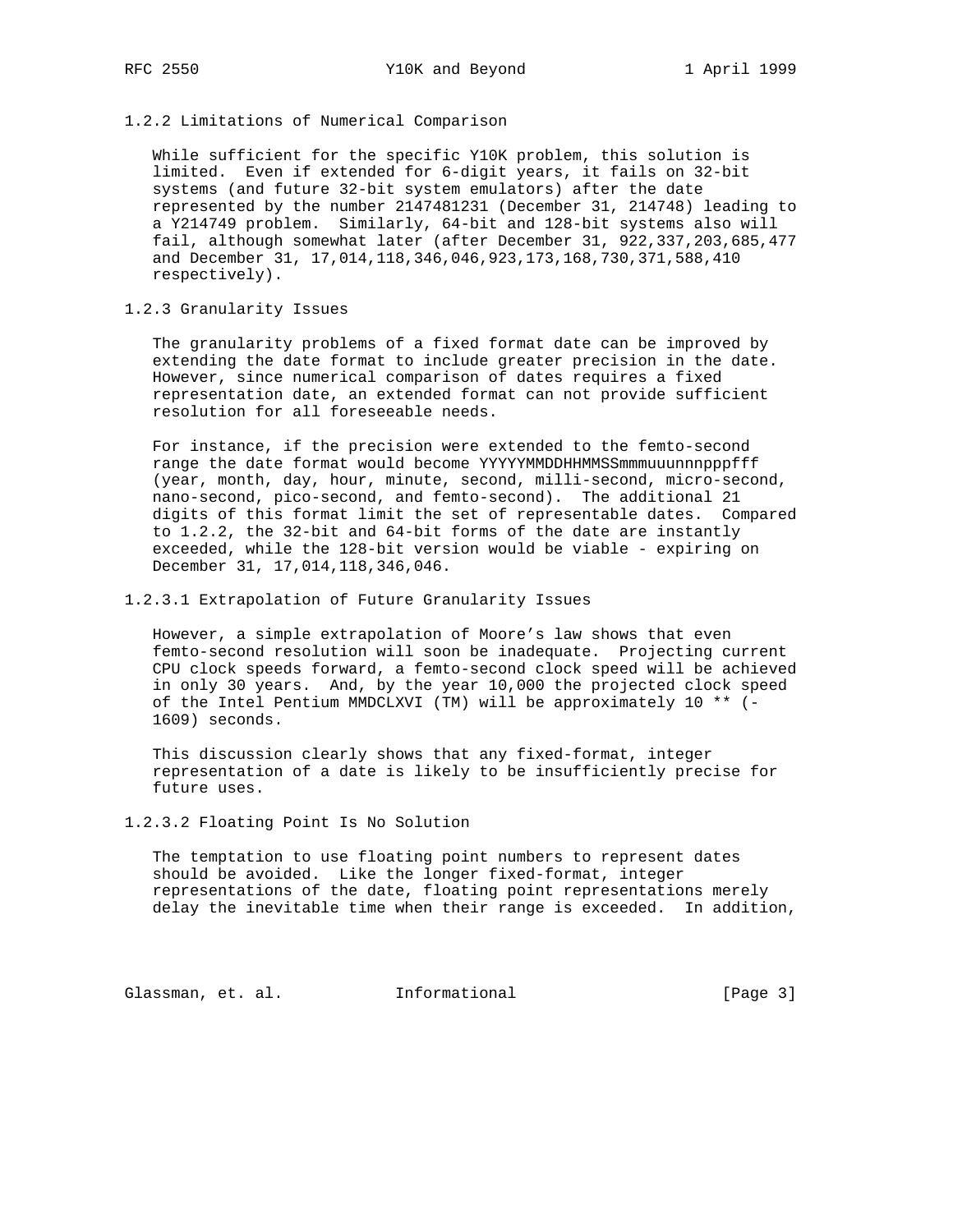### 1.2.2 Limitations of Numerical Comparison

While sufficient for the specific Y10K problem, this solution is limited. Even if extended for 6-digit years, it fails on 32-bit systems (and future 32-bit system emulators) after the date represented by the number 2147481231 (December 31, 214748) leading to a Y214749 problem. Similarly, 64-bit and 128-bit systems also will fail, although somewhat later (after December 31, 922,337,203,685,477 and December 31, 17,014,118,346,046,923,173,168,730,371,588,410 respectively).

### 1.2.3 Granularity Issues

The granularity problems of a fixed format date can be improved by extending the date format to include greater precision in the date. However, since numerical comparison of dates requires a fixed representation date, an extended format can not provide sufficient resolution for all foreseeable needs.

For instance, if the precision were extended to the femto-second range the date format would become YYYYYMMDDHHMMSSmmmuuunnnpppfff (year, month, day, hour, minute, second, milli-second, micro-second, nano-second, pico-second, and femto-second). The additional 21 digits of this format limit the set of representable dates. Compared to 1.2.2, the 32-bit and 64-bit forms of the date are instantly exceeded, while the 128-bit version would be viable - expiring on December 31, 17,014,118,346,046.

#### 1.2.3.1 Extrapolation of Future Granularity Issues

However, a simple extrapolation of Moore's law shows that even femto-second resolution will soon be inadequate. Projecting current CPU clock speeds forward, a femto-second clock speed will be achieved in only 30 years. And, by the year 10,000 the projected clock speed of the Intel Pentium MMDCLXVI (TM) will be approximately 10 ** (-1609) seconds.

This discussion clearly shows that any fixed-format, integer representation of a date is likely to be insufficiently precise for future uses.

#### 1.2.3.2 Floating Point Is No Solution

The temptation to use floating point numbers to represent dates should be avoided. Like the longer fixed-format, integer representations of the date, floating point representations merely delay the inevitable time when their range is exceeded. In addition,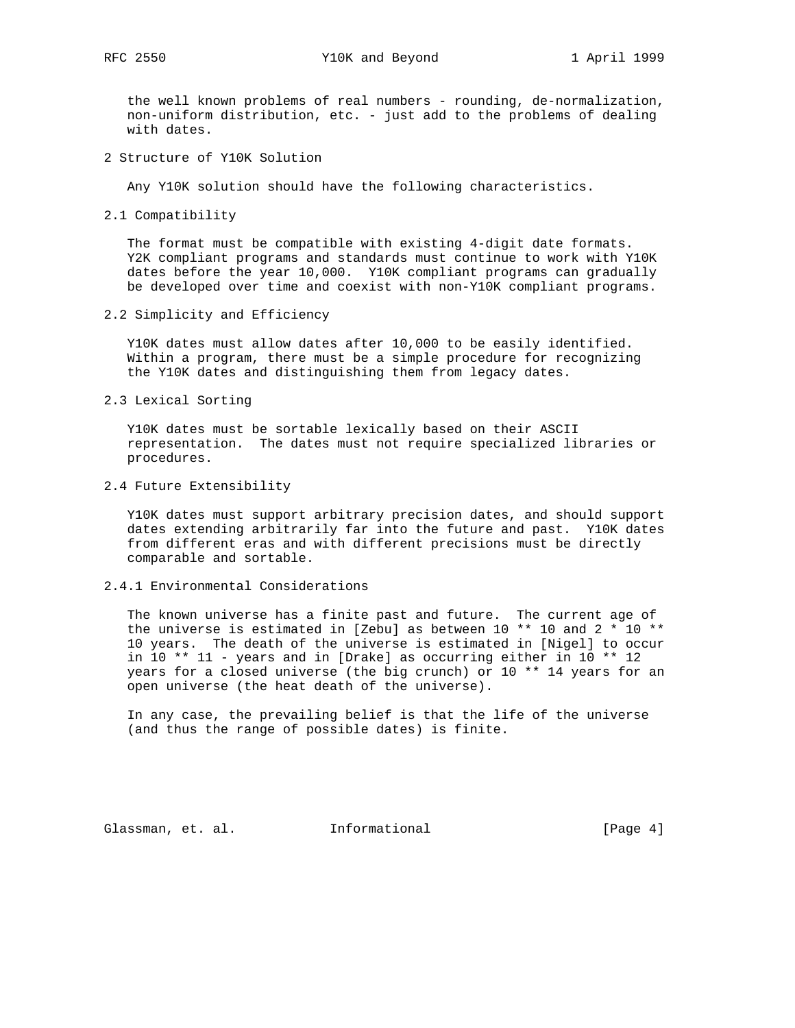the well known problems of real numbers - rounding, de-normalization, non-uniform distribution, etc. - just add to the problems of dealing with dates.

## 2 Structure of Y10K Solution

Any Y10K solution should have the following characteristics.

### 2.1 Compatibility

The format must be compatible with existing 4-digit date formats. Y2K compliant programs and standards must continue to work with Y10K dates before the year 10,000. Y10K compliant programs can gradually be developed over time and coexist with non-Y10K compliant programs.

### 2.2 Simplicity and Efficiency

Y10K dates must allow dates after 10,000 to be easily identified. Within a program, there must be a simple procedure for recognizing the Y10K dates and distinguishing them from legacy dates.

### 2.3 Lexical Sorting

Y10K dates must be sortable lexically based on their ASCII representation. The dates must not require specialized libraries or procedures.

### 2.4 Future Extensibility

Y10K dates must support arbitrary precision dates, and should support dates extending arbitrarily far into the future and past. Y10K dates from different eras and with different precisions must be directly comparable and sortable.

#### 2.4.1 Environmental Considerations

The known universe has a finite past and future. The current age of the universe is estimated in [Zebu] as between 10 ** 10 and 2 * 10 ** 10 years. The death of the universe is estimated in [Nigel] to occur in 10 ** 11 - years and in [Drake] as occurring either in 10 ** 12 years for a closed universe (the big crunch) or 10 ** 14 years for an open universe (the heat death of the universe).

In any case, the prevailing belief is that the life of the universe (and thus the range of possible dates) is finite.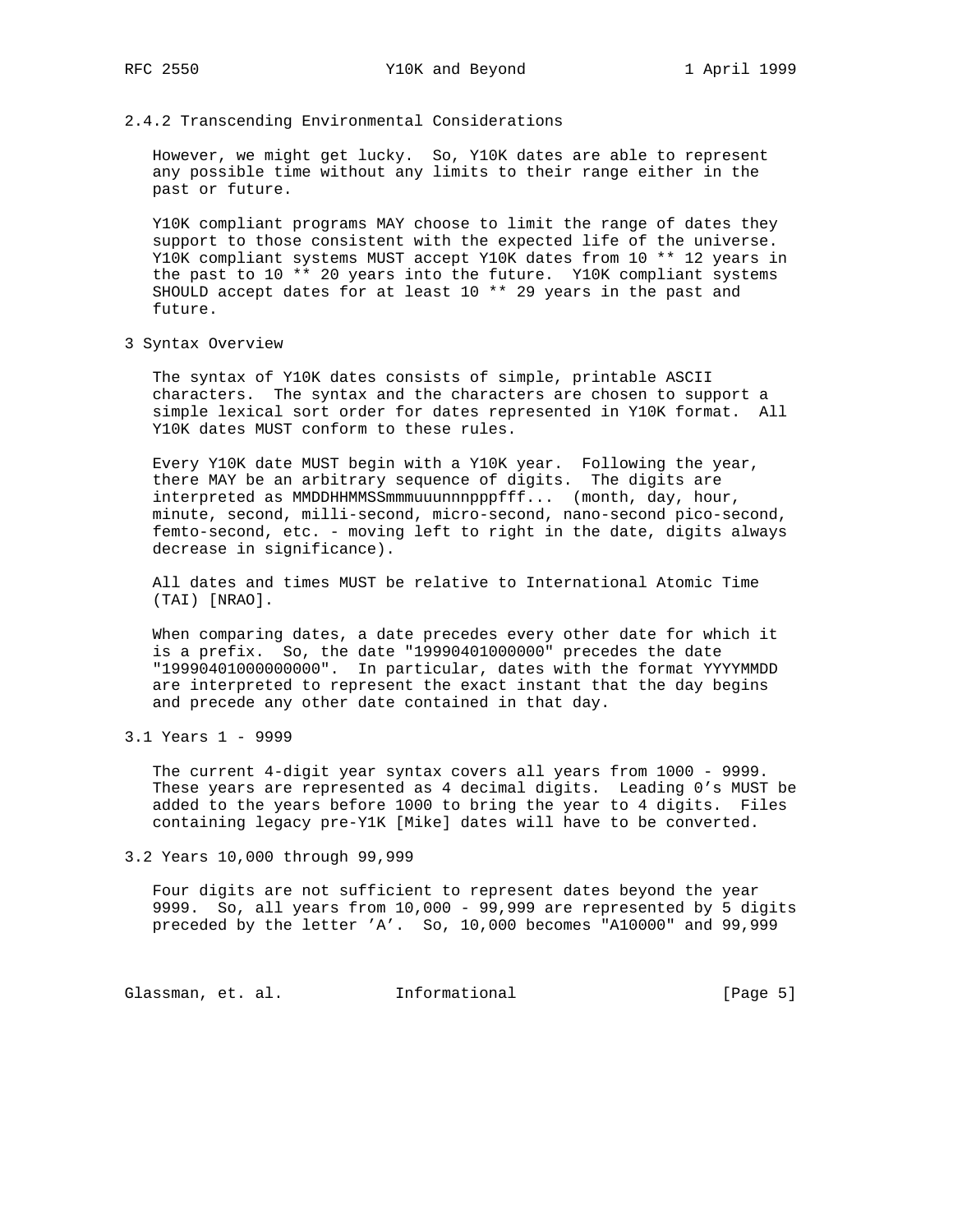### 2.4.2 Transcending Environmental Considerations

However, we might get lucky. So, Y10K dates are able to represent any possible time without any limits to their range either in the past or future.

Y10K compliant programs MAY choose to limit the range of dates they support to those consistent with the expected life of the universe. Y10K compliant systems MUST accept Y10K dates from 10 ** 12 years in the past to 10 ** 20 years into the future. Y10K compliant systems SHOULD accept dates for at least 10 ** 29 years in the past and future.

## 3 Syntax Overview

The syntax of Y10K dates consists of simple, printable ASCII characters. The syntax and the characters are chosen to support a simple lexical sort order for dates represented in Y10K format. All Y10K dates MUST conform to these rules.

Every Y10K date MUST begin with a Y10K year. Following the year, there MAY be an arbitrary sequence of digits. The digits are interpreted as MMDDHHMMSSmmmuuunnnpppfff... (month, day, hour, minute, second, milli-second, micro-second, nano-second pico-second, femto-second, etc. - moving left to right in the date, digits always decrease in significance).

All dates and times MUST be relative to International Atomic Time (TAI) [NRAO].

When comparing dates, a date precedes every other date for which it is a prefix. So, the date "19990401000000" precedes the date "19990401000000000". In particular, dates with the format YYYYMMDD are interpreted to represent the exact instant that the day begins and precede any other date contained in that day.

### 3.1 Years 1 - 9999

The current 4-digit year syntax covers all years from 1000 - 9999. These years are represented as 4 decimal digits. Leading 0's MUST be added to the years before 1000 to bring the year to 4 digits. Files containing legacy pre-Y1K [Mike] dates will have to be converted.

### 3.2 Years 10,000 through 99,999

Four digits are not sufficient to represent dates beyond the year 9999. So, all years from 10,000 - 99,999 are represented by 5 digits preceded by the letter 'A'. So, 10,000 becomes "A10000" and 99,999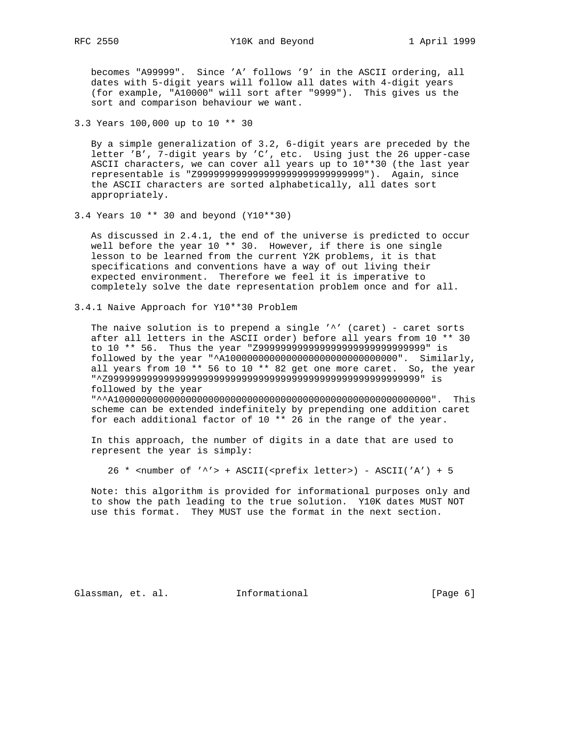becomes "A99999". Since 'A' follows '9' in the ASCII ordering, all dates with 5-digit years will follow all dates with 4-digit years (for example, "A10000" will sort after "9999"). This gives us the sort and comparison behaviour we want.

### 3.3 Years 100,000 up to 10 ** 30

By a simple generalization of 3.2, 6-digit years are preceded by the letter 'B', 7-digit years by 'C', etc. Using just the 26 upper-case ASCII characters, we can cover all years up to 10**30 (the last year representable is "Z999999999999999999999999999999"). Again, since the ASCII characters are sorted alphabetically, all dates sort appropriately.

### 3.4 Years 10 ** 30 and beyond (Y10**30)

As discussed in 2.4.1, the end of the universe is predicted to occur well before the year 10 ** 30. However, if there is one single lesson to be learned from the current Y2K problems, it is that specifications and conventions have a way of out living their expected environment. Therefore we feel it is imperative to completely solve the date representation problem once and for all.

#### 3.4.1 Naive Approach for Y10**30 Problem

The naive solution is to prepend a single '^' (caret) - caret sorts after all letters in the ASCII order) before all years from 10 ** 30 to 10 ** 56. Thus the year "Z999999999999999999999999999999" is followed by the year "^A1000000000000000000000000000000". Similarly, all years from 10 ** 56 to 10 ** 82 get one more caret. So, the year "^Z99999999999999999999999999999999999999999999999999999999" is followed by the year "^^A100000000000000000000000000000000000000000000000000000000". This scheme can be extended indefinitely by prepending one addition caret for each additional factor of 10 ** 26 in the range of the year.

In this approach, the number of digits in a date that are used to represent the year is simply:

```
26 * <number of '^'> + ASCII(<prefix letter>) - ASCII('A') + 5
```

Note: this algorithm is provided for informational purposes only and to show the path leading to the true solution. Y10K dates MUST NOT use this format. They MUST use the format in the next section.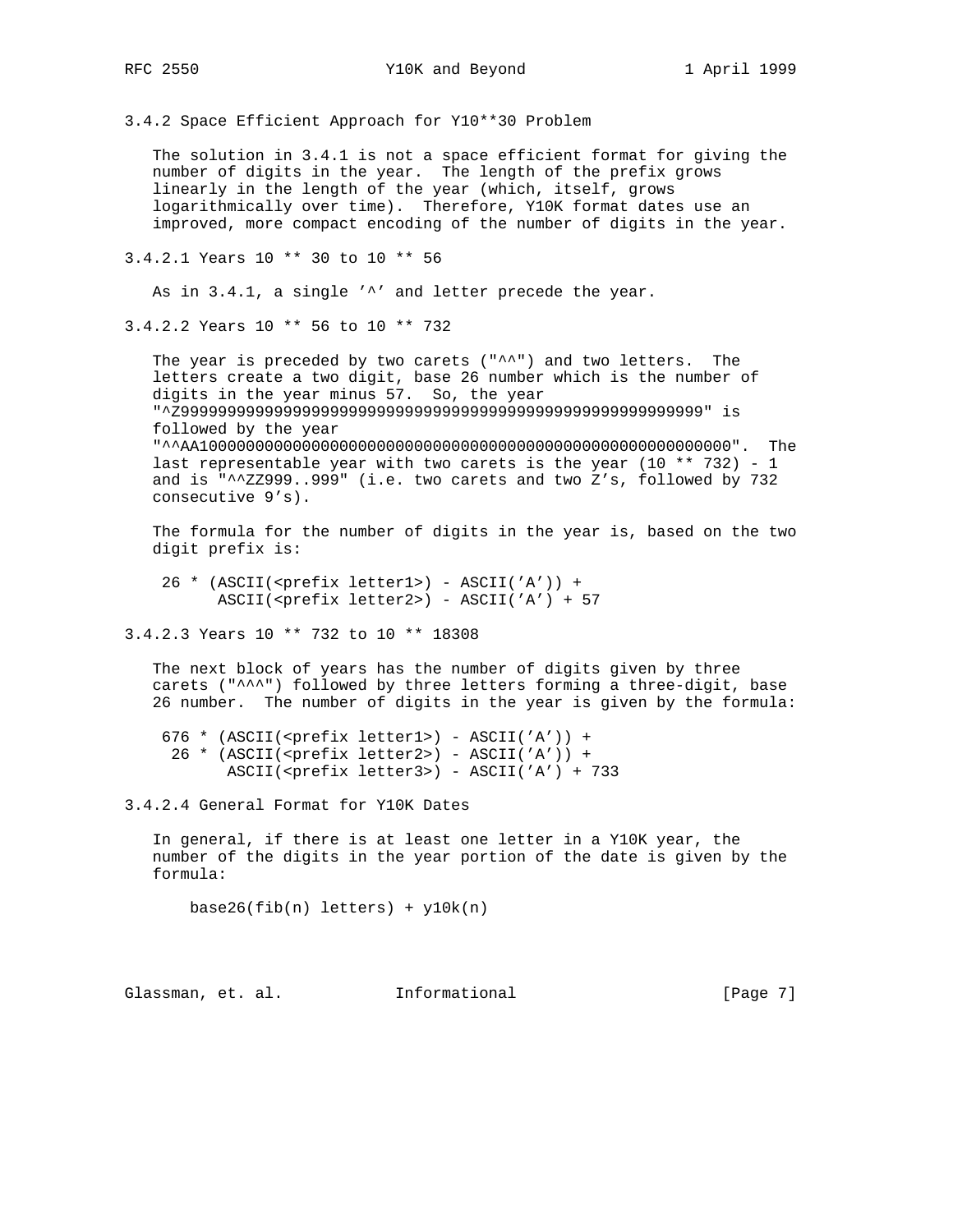### 3.4.2 Space Efficient Approach for Y10**30 Problem

The solution in 3.4.1 is not a space efficient format for giving the number of digits in the year. The length of the prefix grows linearly in the length of the year (which, itself, grows logarithmically over time). Therefore, Y10K format dates use an improved, more compact encoding of the number of digits in the year.

#### 3.4.2.1 Years 10 ** 30 to 10 ** 56

As in 3.4.1, a single '^' and letter precede the year.

#### 3.4.2.2 Years 10 ** 56 to 10 ** 732

The year is preceded by two carets ("^^") and two letters. The letters create a two digit, base 26 number which is the number of digits in the year minus 57. So, the year "^Z99999999999999999999999999999999999999999999999999999999" is followed by the year "^^AA100000000000000000000000000000000000000000000000000000000". The last representable year with two carets is the year (10 ** 732) - 1 and is "^^ZZ999..999" (i.e. two carets and two Z's, followed by 732 consecutive 9's).

The formula for the number of digits in the year is, based on the two digit prefix is:

```
 26 * (ASCII(<prefix letter1>) - ASCII('A')) +
       ASCII(<prefix letter2>) - ASCII('A') + 57
```

#### 3.4.2.3 Years 10 ** 732 to 10 ** 18308

The next block of years has the number of digits given by three carets ("^^^") followed by three letters forming a three-digit, base 26 number. The number of digits in the year is given by the formula:

```
 676 * (ASCII(<prefix letter1>) - ASCII('A')) +
  26 * (ASCII(<prefix letter2>) - ASCII('A')) +
        ASCII(<prefix letter3>) - ASCII('A') + 733
```

#### 3.4.2.4 General Format for Y10K Dates

In general, if there is at least one letter in a Y10K year, the number of the digits in the year portion of the date is given by the formula:

```
    base26(fib(n) letters) + y10k(n)
```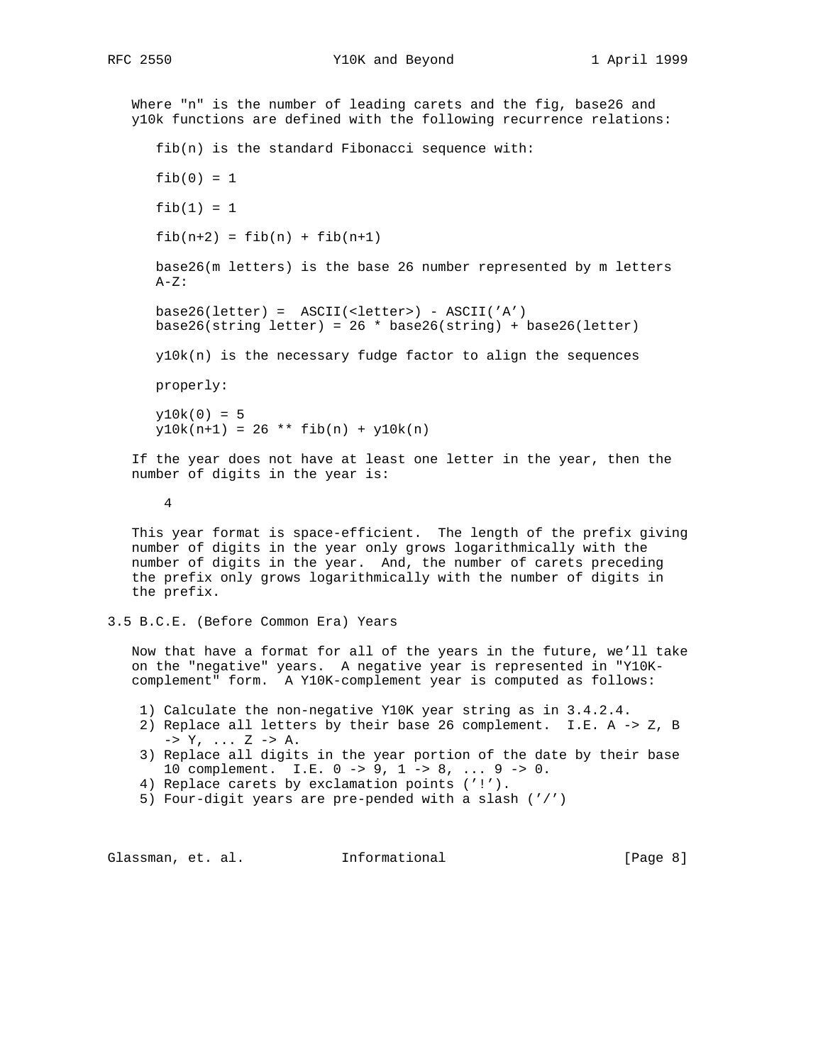Where "n" is the number of leading carets and the fig, base26 and y10k functions are defined with the following recurrence relations:

```
fib(n) is the standard Fibonacci sequence with:

fib(0) = 1

fib(1) = 1

fib(n+2) = fib(n) + fib(n+1)

base26(m letters) is the base 26 number represented by m letters
A-Z:

base26(letter) =  ASCII(<letter>) - ASCII('A')
base26(string letter) = 26 * base26(string) + base26(letter)

y10k(n) is the necessary fudge factor to align the sequences

properly:

y10k(0) = 5
y10k(n+1) = 26 ** fib(n) + y10k(n)
```

If the year does not have at least one letter in the year, then the number of digits in the year is:

```
 4
```

This year format is space-efficient. The length of the prefix giving number of digits in the year only grows logarithmically with the number of digits in the year. And, the number of carets preceding the prefix only grows logarithmically with the number of digits in the prefix.

## 3.5 B.C.E. (Before Common Era) Years

Now that have a format for all of the years in the future, we'll take on the "negative" years. A negative year is represented in "Y10K-complement" form. A Y10K-complement year is computed as follows:

1) Calculate the non-negative Y10K year string as in 3.4.2.4.
2) Replace all letters by their base 26 complement. I.E. A -> Z, B -> Y, ... Z -> A.
3) Replace all digits in the year portion of the date by their base 10 complement. I.E. 0 -> 9, 1 -> 8, ... 9 -> 0.
4) Replace carets by exclamation points ('!').
5) Four-digit years are pre-pended with a slash ('/')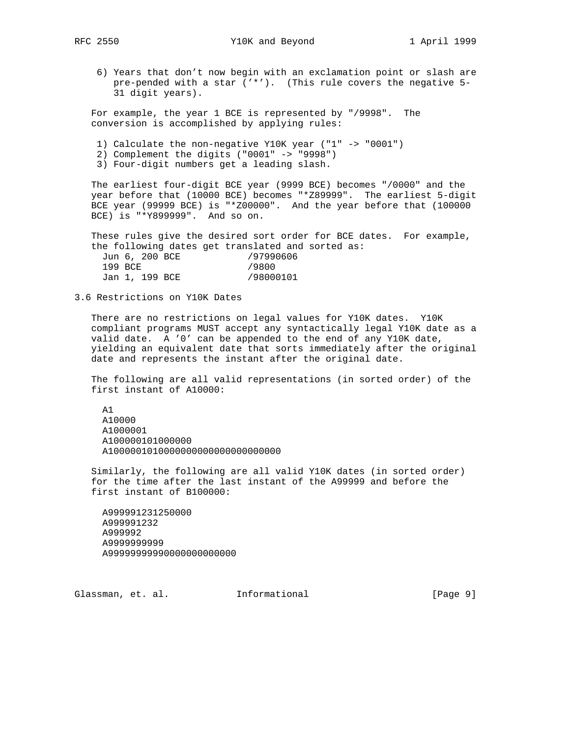6) Years that don't now begin with an exclamation point or slash are pre-pended with a star ('*'). (This rule covers the negative 5-31 digit years).

For example, the year 1 BCE is represented by "/9998". The conversion is accomplished by applying rules:

1) Calculate the non-negative Y10K year ("1" -> "0001")
2) Complement the digits ("0001" -> "9998")
3) Four-digit numbers get a leading slash.

The earliest four-digit BCE year (9999 BCE) becomes "/0000" and the year before that (10000 BCE) becomes "*Z89999". The earliest 5-digit BCE year (99999 BCE) is "*Z00000". And the year before that (100000 BCE) is "*Y899999". And so on.

These rules give the desired sort order for BCE dates. For example, the following dates get translated and sorted as:

```
  Jun 6, 200 BCE           /97990606
  199 BCE                  /9800
  Jan 1, 199 BCE           /98000101
```

## 3.6 Restrictions on Y10K Dates

There are no restrictions on legal values for Y10K dates. Y10K compliant programs MUST accept any syntactically legal Y10K date as a valid date. A '0' can be appended to the end of any Y10K date, yielding an equivalent date that sorts immediately after the original date and represents the instant after the original date.

The following are all valid representations (in sorted order) of the first instant of A10000:

```
  A1
  A10000
  A1000001
  A100000101000000
  A1000001010000000000000000000000
```

Similarly, the following are all valid Y10K dates (in sorted order) for the time after the last instant of the A99999 and before the first instant of B100000:

```
  A999991231250000
  A999991232
  A999992
  A9999999999
  A9999999999000000000000
```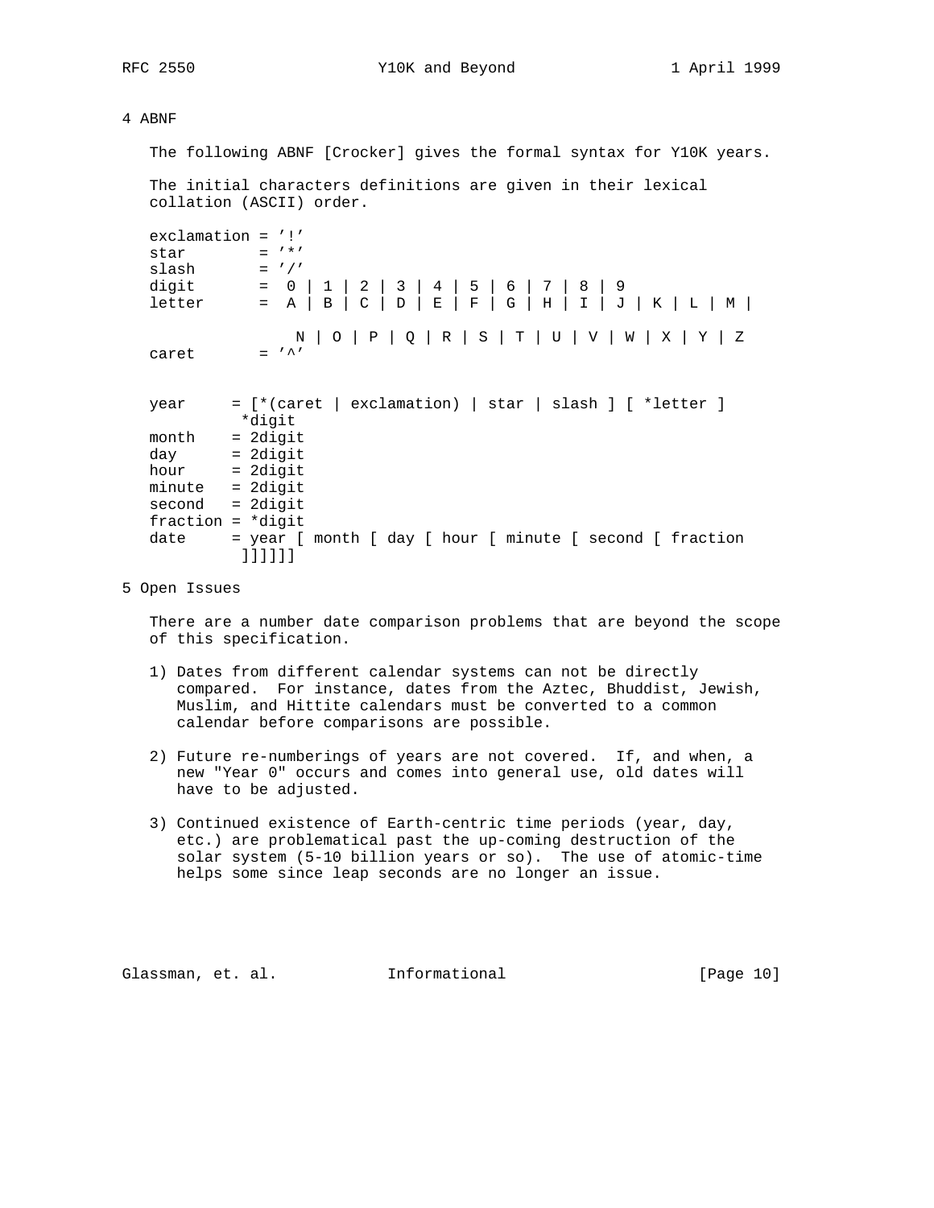## 4 ABNF

The following ABNF [Crocker] gives the formal syntax for Y10K years.

The initial characters definitions are given in their lexical collation (ASCII) order.

```
exclamation = '!'
star        = '*'
slash       = '/'
digit       =  0 | 1 | 2 | 3 | 4 | 5 | 6 | 7 | 8 | 9
letter      =  A | B | C | D | E | F | G | H | I | J | K | L | M |

                N | O | P | Q | R | S | T | U | V | W | X | Y | Z
caret       = '^'


year     = [*(caret | exclamation) | star | slash ] [ *letter ]
           *digit
month    = 2digit
day      = 2digit
hour     = 2digit
minute   = 2digit
second   = 2digit
fraction = *digit
date     = year [ month [ day [ hour [ minute [ second [ fraction
           ]]]]]]
```

## 5 Open Issues

There are a number date comparison problems that are beyond the scope of this specification.

1) Dates from different calendar systems can not be directly compared. For instance, dates from the Aztec, Bhuddist, Jewish, Muslim, and Hittite calendars must be converted to a common calendar before comparisons are possible.

2) Future re-numberings of years are not covered. If, and when, a new "Year 0" occurs and comes into general use, old dates will have to be adjusted.

3) Continued existence of Earth-centric time periods (year, day, etc.) are problematical past the up-coming destruction of the solar system (5-10 billion years or so). The use of atomic-time helps some since leap seconds are no longer an issue.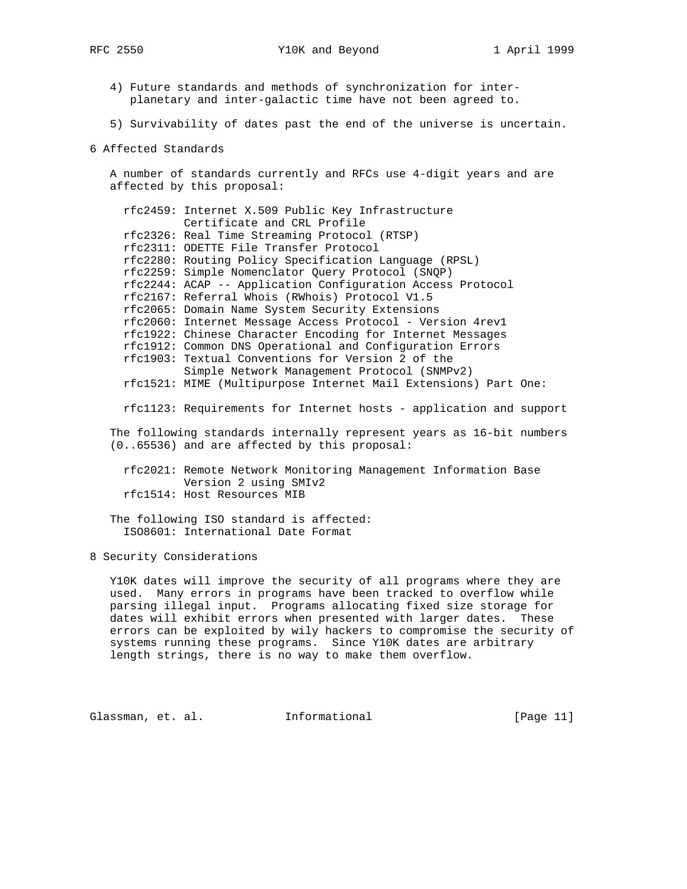4) Future standards and methods of synchronization for inter-planetary and inter-galactic time have not been agreed to.

5) Survivability of dates past the end of the universe is uncertain.

## 6 Affected Standards

A number of standards currently and RFCs use 4-digit years and are affected by this proposal:

```
rfc2459: Internet X.509 Public Key Infrastructure
         Certificate and CRL Profile
rfc2326: Real Time Streaming Protocol (RTSP)
rfc2311: ODETTE File Transfer Protocol
rfc2280: Routing Policy Specification Language (RPSL)
rfc2259: Simple Nomenclator Query Protocol (SNQP)
rfc2244: ACAP -- Application Configuration Access Protocol
rfc2167: Referral Whois (RWhois) Protocol V1.5
rfc2065: Domain Name System Security Extensions
rfc2060: Internet Message Access Protocol - Version 4rev1
rfc1922: Chinese Character Encoding for Internet Messages
rfc1912: Common DNS Operational and Configuration Errors
rfc1903: Textual Conventions for Version 2 of the
         Simple Network Management Protocol (SNMPv2)
rfc1521: MIME (Multipurpose Internet Mail Extensions) Part One:

rfc1123: Requirements for Internet hosts - application and support
```

The following standards internally represent years as 16-bit numbers (0..65536) and are affected by this proposal:

```
rfc2021: Remote Network Monitoring Management Information Base
         Version 2 using SMIv2
rfc1514: Host Resources MIB
```

The following ISO standard is affected:

```
ISO8601: International Date Format
```

## 8 Security Considerations

Y10K dates will improve the security of all programs where they are used. Many errors in programs have been tracked to overflow while parsing illegal input. Programs allocating fixed size storage for dates will exhibit errors when presented with larger dates. These errors can be exploited by wily hackers to compromise the security of systems running these programs. Since Y10K dates are arbitrary length strings, there is no way to make them overflow.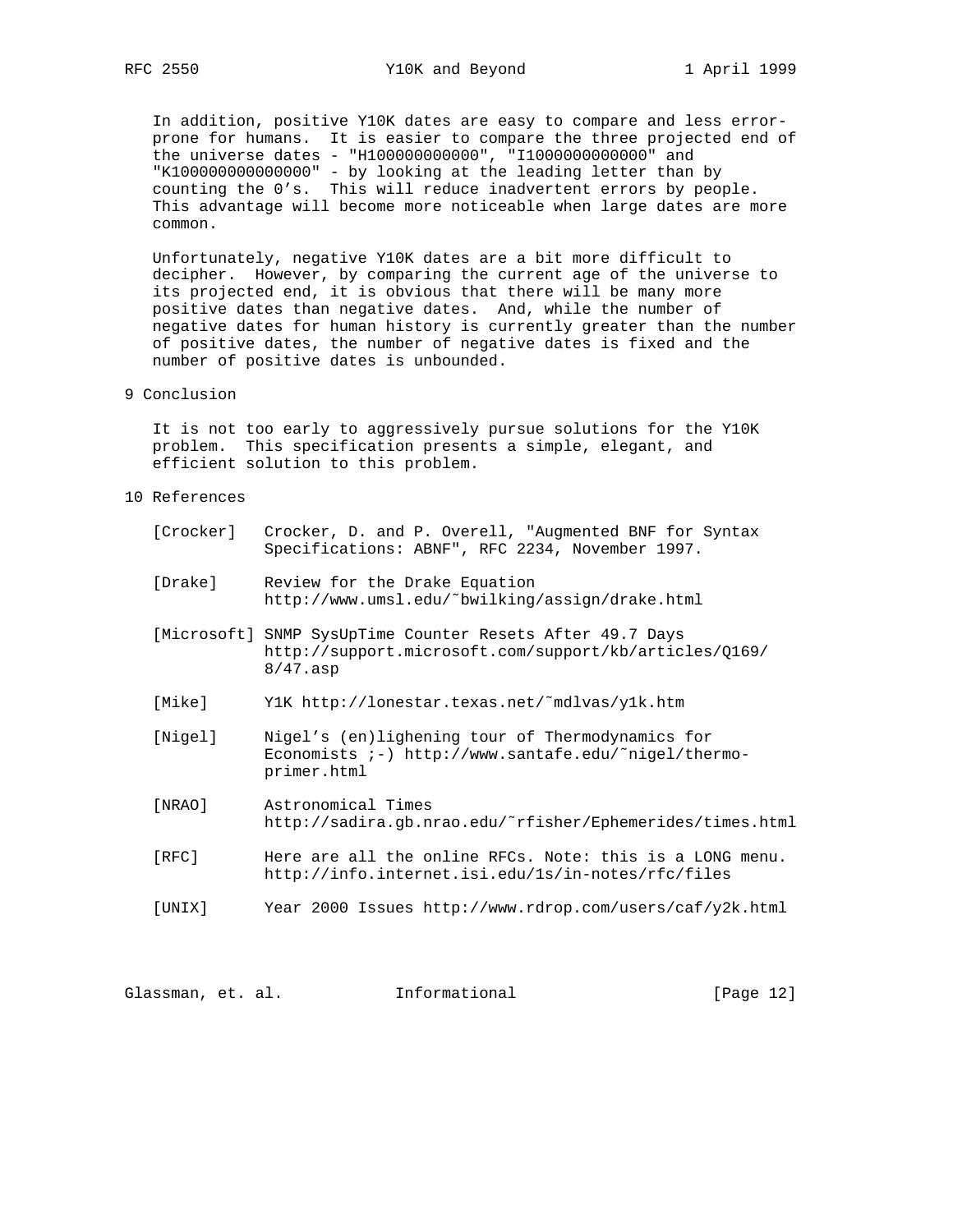In addition, positive Y10K dates are easy to compare and less error-prone for humans. It is easier to compare the three projected end of the universe dates - "H100000000000", "I1000000000000" and "K100000000000000" - by looking at the leading letter than by counting the 0's. This will reduce inadvertent errors by people. This advantage will become more noticeable when large dates are more common.

Unfortunately, negative Y10K dates are a bit more difficult to decipher. However, by comparing the current age of the universe to its projected end, it is obvious that there will be many more positive dates than negative dates. And, while the number of negative dates for human history is currently greater than the number of positive dates, the number of negative dates is fixed and the number of positive dates is unbounded.

## 9 Conclusion

It is not too early to aggressively pursue solutions for the Y10K problem. This specification presents a simple, elegant, and efficient solution to this problem.

## 10 References

[Crocker] Crocker, D. and P. Overell, "Augmented BNF for Syntax Specifications: ABNF", RFC 2234, November 1997.

[Drake] Review for the Drake Equation http://www.umsl.edu/~bwilking/assign/drake.html

[Microsoft] SNMP SysUpTime Counter Resets After 49.7 Days http://support.microsoft.com/support/kb/articles/Q169/8/47.asp

[Mike] Y1K http://lonestar.texas.net/~mdlvas/y1k.htm

[Nigel] Nigel's (en)lighening tour of Thermodynamics for Economists ;-) http://www.santafe.edu/~nigel/thermo-primer.html

[NRAO] Astronomical Times http://sadira.gb.nrao.edu/~rfisher/Ephemerides/times.html

[RFC] Here are all the online RFCs. Note: this is a LONG menu. http://info.internet.isi.edu/1s/in-notes/rfc/files

[UNIX] Year 2000 Issues http://www.rdrop.com/users/caf/y2k.html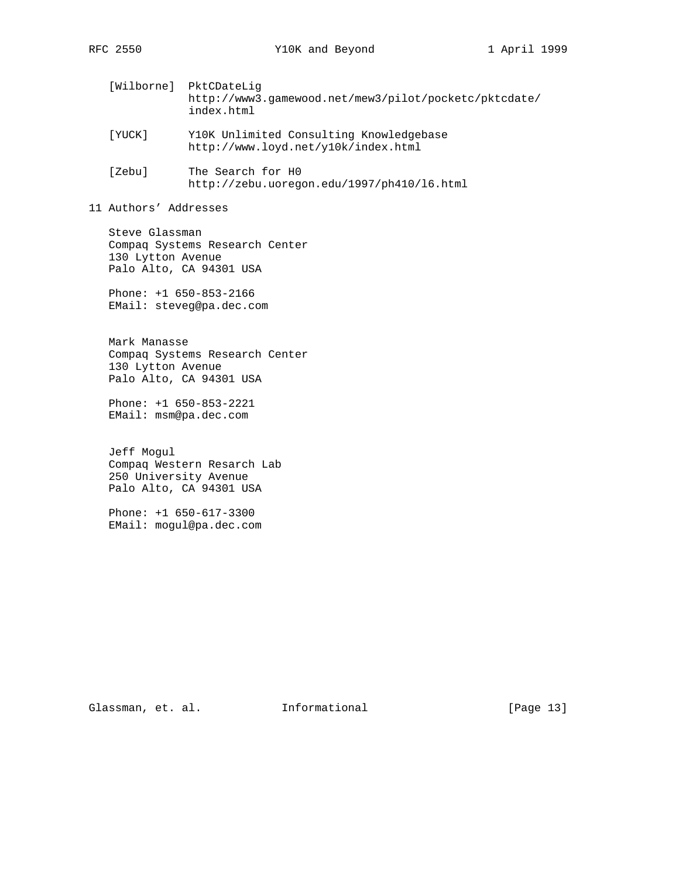[Wilborne] PktCDateLig
http://www3.gamewood.net/mew3/pilot/pocketc/pktcdate/index.html

[YUCK] Y10K Unlimited Consulting Knowledgebase
http://www.loyd.net/y10k/index.html

[Zebu] The Search for H0
http://zebu.uoregon.edu/1997/ph410/l6.html

## 11 Authors' Addresses

Steve Glassman
Compaq Systems Research Center
130 Lytton Avenue
Palo Alto, CA 94301 USA

Phone: +1 650-853-2166
EMail: steveg@pa.dec.com

Mark Manasse
Compaq Systems Research Center
130 Lytton Avenue
Palo Alto, CA 94301 USA

Phone: +1 650-853-2221
EMail: msm@pa.dec.com

Jeff Mogul
Compaq Western Resarch Lab
250 University Avenue
Palo Alto, CA 94301 USA

Phone: +1 650-617-3300
EMail: mogul@pa.dec.com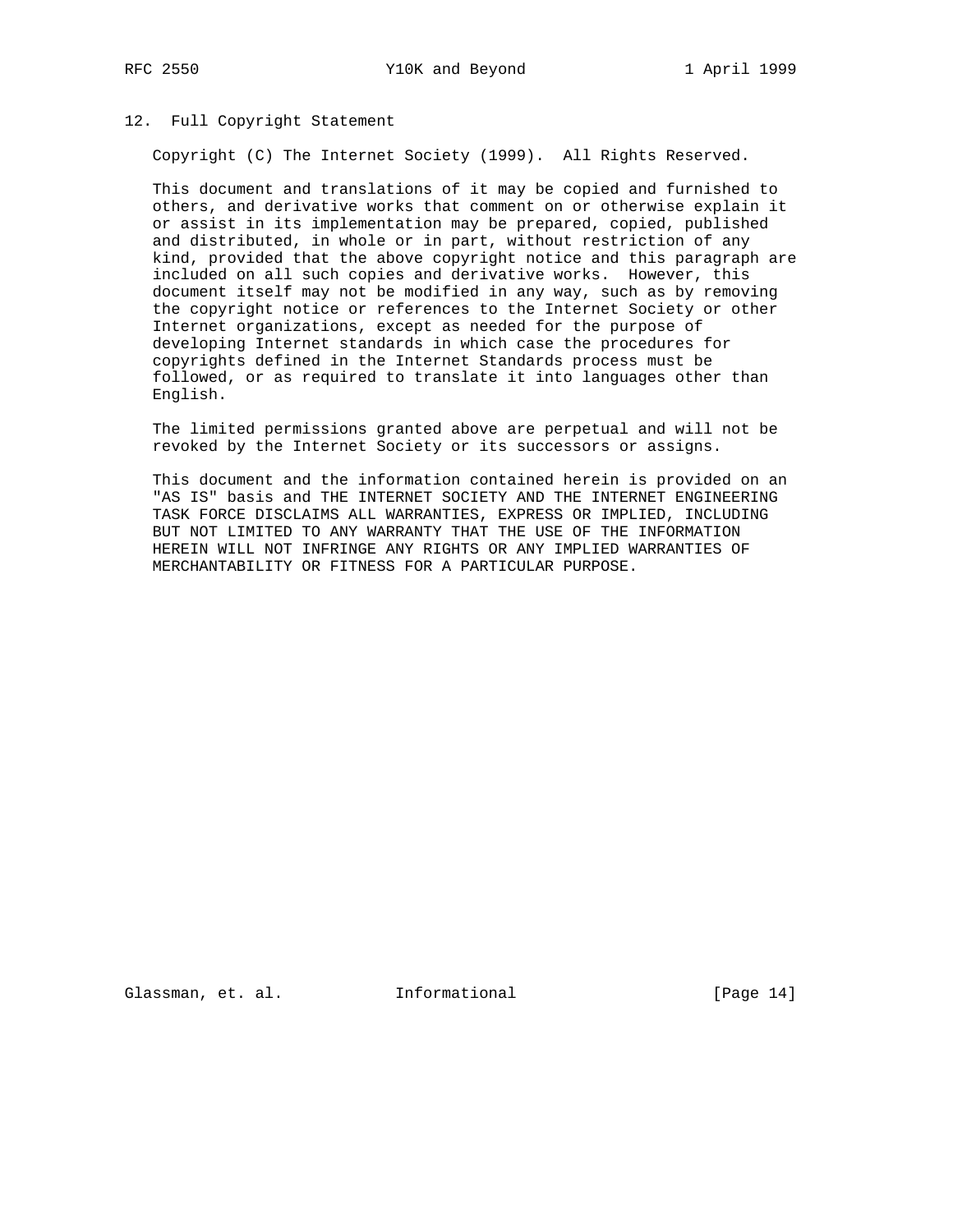## 12. Full Copyright Statement

Copyright (C) The Internet Society (1999). All Rights Reserved.

This document and translations of it may be copied and furnished to others, and derivative works that comment on or otherwise explain it or assist in its implementation may be prepared, copied, published and distributed, in whole or in part, without restriction of any kind, provided that the above copyright notice and this paragraph are included on all such copies and derivative works. However, this document itself may not be modified in any way, such as by removing the copyright notice or references to the Internet Society or other Internet organizations, except as needed for the purpose of developing Internet standards in which case the procedures for copyrights defined in the Internet Standards process must be followed, or as required to translate it into languages other than English.

The limited permissions granted above are perpetual and will not be revoked by the Internet Society or its successors or assigns.

This document and the information contained herein is provided on an "AS IS" basis and THE INTERNET SOCIETY AND THE INTERNET ENGINEERING TASK FORCE DISCLAIMS ALL WARRANTIES, EXPRESS OR IMPLIED, INCLUDING BUT NOT LIMITED TO ANY WARRANTY THAT THE USE OF THE INFORMATION HEREIN WILL NOT INFRINGE ANY RIGHTS OR ANY IMPLIED WARRANTIES OF MERCHANTABILITY OR FITNESS FOR A PARTICULAR PURPOSE.